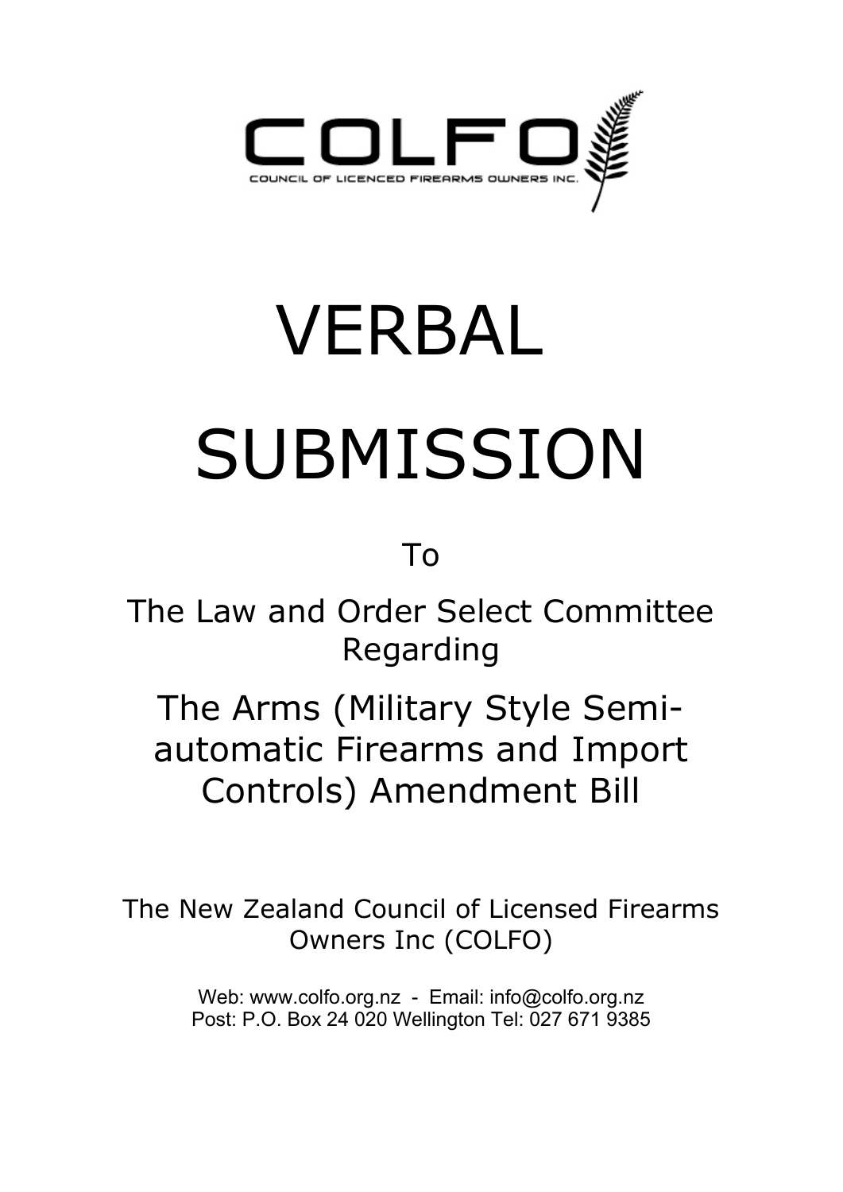COLFO

COUNCIL OF LICENCED FIREARMS OWNERS INC.

# VERBAL SUBMISSION

To

The Law and Order Select Committee Regarding

## The Arms (Military Style Semi-automatic Firearms and Import Controls) Amendment Bill

The New Zealand Council of Licensed Firearms Owners Inc (COLFO)

Web: www.colfo.org.nz - Email: info@colfo.org.nz
Post: P.O. Box 24 020 Wellington Tel: 027 671 9385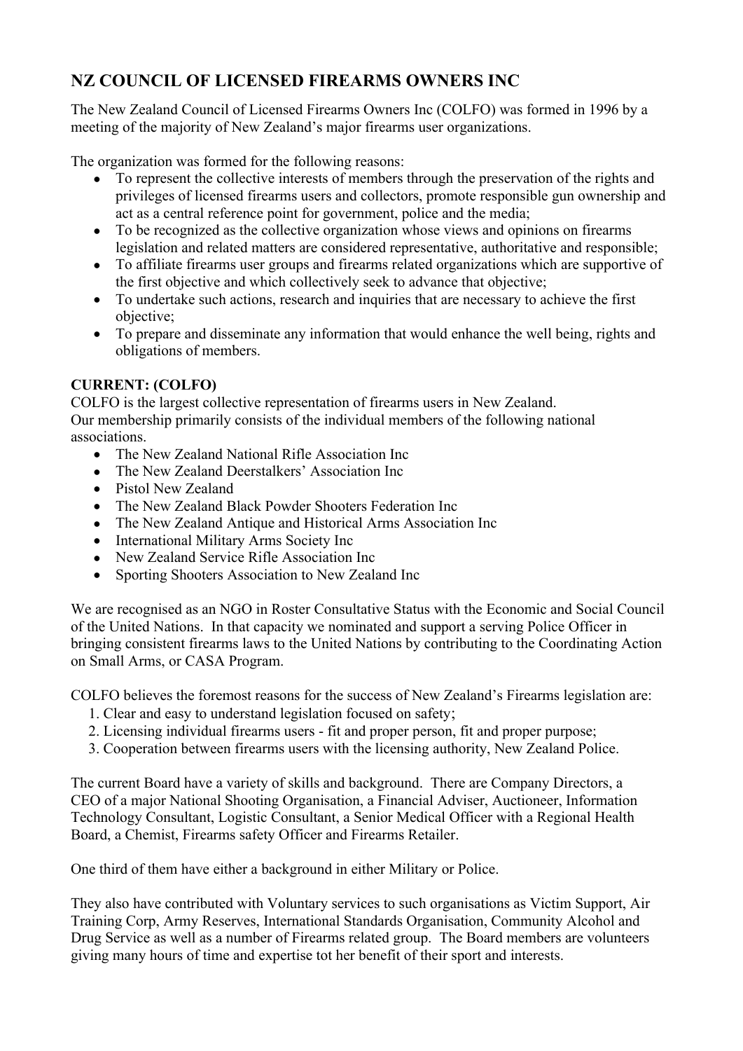## NZ COUNCIL OF LICENSED FIREARMS OWNERS INC

The New Zealand Council of Licensed Firearms Owners Inc (COLFO) was formed in 1996 by a meeting of the majority of New Zealand's major firearms user organizations.

The organization was formed for the following reasons:

- To represent the collective interests of members through the preservation of the rights and privileges of licensed firearms users and collectors, promote responsible gun ownership and act as a central reference point for government, police and the media;
- To be recognized as the collective organization whose views and opinions on firearms legislation and related matters are considered representative, authoritative and responsible;
- To affiliate firearms user groups and firearms related organizations which are supportive of the first objective and which collectively seek to advance that objective;
- To undertake such actions, research and inquiries that are necessary to achieve the first objective;
- To prepare and disseminate any information that would enhance the well being, rights and obligations of members.

**CURRENT: (COLFO)**

COLFO is the largest collective representation of firearms users in New Zealand.
Our membership primarily consists of the individual members of the following national associations.

- The New Zealand National Rifle Association Inc
- The New Zealand Deerstalkers' Association Inc
- Pistol New Zealand
- The New Zealand Black Powder Shooters Federation Inc
- The New Zealand Antique and Historical Arms Association Inc
- International Military Arms Society Inc
- New Zealand Service Rifle Association Inc
- Sporting Shooters Association to New Zealand Inc

We are recognised as an NGO in Roster Consultative Status with the Economic and Social Council of the United Nations. In that capacity we nominated and support a serving Police Officer in bringing consistent firearms laws to the United Nations by contributing to the Coordinating Action on Small Arms, or CASA Program.

COLFO believes the foremost reasons for the success of New Zealand's Firearms legislation are:

1. Clear and easy to understand legislation focused on safety;
2. Licensing individual firearms users - fit and proper person, fit and proper purpose;
3. Cooperation between firearms users with the licensing authority, New Zealand Police.

The current Board have a variety of skills and background. There are Company Directors, a CEO of a major National Shooting Organisation, a Financial Adviser, Auctioneer, Information Technology Consultant, Logistic Consultant, a Senior Medical Officer with a Regional Health Board, a Chemist, Firearms safety Officer and Firearms Retailer.

One third of them have either a background in either Military or Police.

They also have contributed with Voluntary services to such organisations as Victim Support, Air Training Corp, Army Reserves, International Standards Organisation, Community Alcohol and Drug Service as well as a number of Firearms related group. The Board members are volunteers giving many hours of time and expertise tot her benefit of their sport and interests.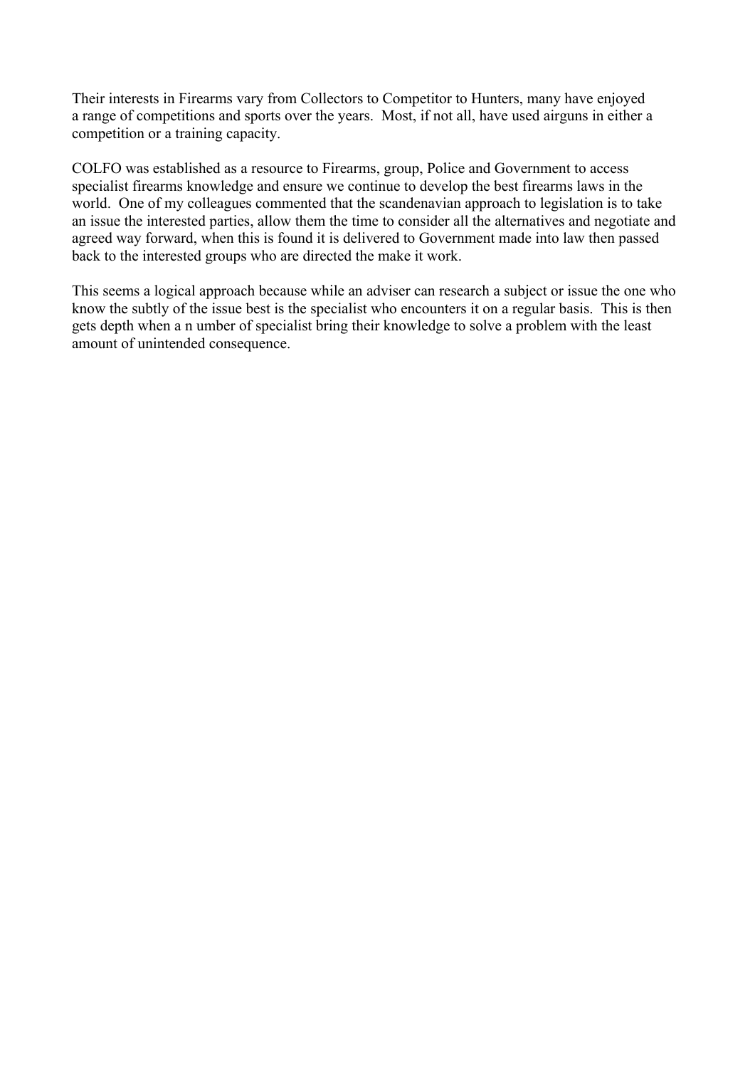Their interests in Firearms vary from Collectors to Competitor to Hunters, many have enjoyed a range of competitions and sports over the years. Most, if not all, have used airguns in either a competition or a training capacity.

COLFO was established as a resource to Firearms, group, Police and Government to access specialist firearms knowledge and ensure we continue to develop the best firearms laws in the world. One of my colleagues commented that the scandenavian approach to legislation is to take an issue the interested parties, allow them the time to consider all the alternatives and negotiate and agreed way forward, when this is found it is delivered to Government made into law then passed back to the interested groups who are directed the make it work.

This seems a logical approach because while an adviser can research a subject or issue the one who know the subtly of the issue best is the specialist who encounters it on a regular basis. This is then gets depth when a n umber of specialist bring their knowledge to solve a problem with the least amount of unintended consequence.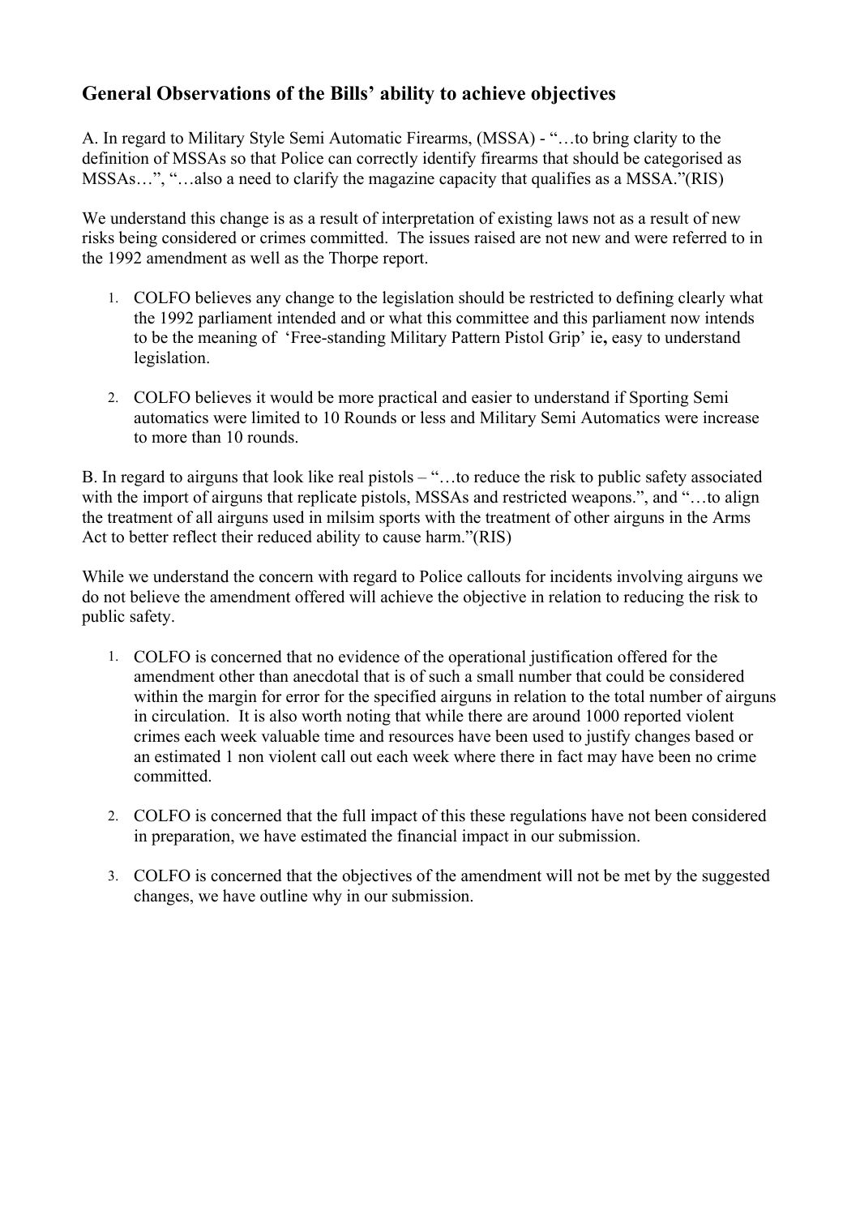## General Observations of the Bills' ability to achieve objectives

A. In regard to Military Style Semi Automatic Firearms, (MSSA) - "…to bring clarity to the definition of MSSAs so that Police can correctly identify firearms that should be categorised as MSSAs…", "…also a need to clarify the magazine capacity that qualifies as a MSSA."(RIS)

We understand this change is as a result of interpretation of existing laws not as a result of new risks being considered or crimes committed. The issues raised are not new and were referred to in the 1992 amendment as well as the Thorpe report.

1. COLFO believes any change to the legislation should be restricted to defining clearly what the 1992 parliament intended and or what this committee and this parliament now intends to be the meaning of 'Free-standing Military Pattern Pistol Grip' ie**,** easy to understand legislation.

2. COLFO believes it would be more practical and easier to understand if Sporting Semi automatics were limited to 10 Rounds or less and Military Semi Automatics were increase to more than 10 rounds.

B. In regard to airguns that look like real pistols – "…to reduce the risk to public safety associated with the import of airguns that replicate pistols, MSSAs and restricted weapons.", and "…to align the treatment of all airguns used in milsim sports with the treatment of other airguns in the Arms Act to better reflect their reduced ability to cause harm."(RIS)

While we understand the concern with regard to Police callouts for incidents involving airguns we do not believe the amendment offered will achieve the objective in relation to reducing the risk to public safety.

1. COLFO is concerned that no evidence of the operational justification offered for the amendment other than anecdotal that is of such a small number that could be considered within the margin for error for the specified airguns in relation to the total number of airguns in circulation. It is also worth noting that while there are around 1000 reported violent crimes each week valuable time and resources have been used to justify changes based or an estimated 1 non violent call out each week where there in fact may have been no crime committed.

2. COLFO is concerned that the full impact of this these regulations have not been considered in preparation, we have estimated the financial impact in our submission.

3. COLFO is concerned that the objectives of the amendment will not be met by the suggested changes, we have outline why in our submission.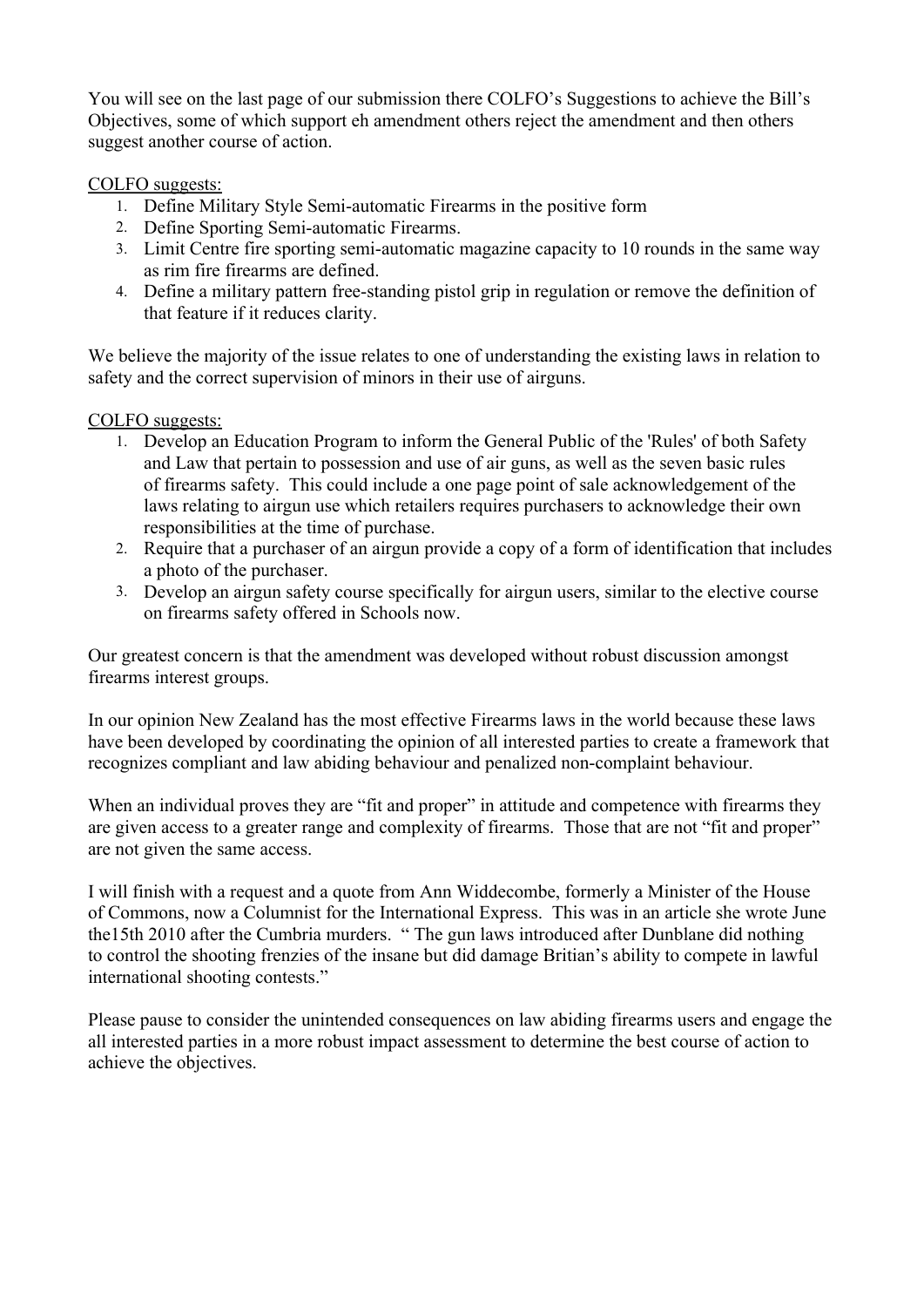You will see on the last page of our submission there COLFO's Suggestions to achieve the Bill's Objectives, some of which support eh amendment others reject the amendment and then others suggest another course of action.

<u>COLFO suggests:</u>

1. Define Military Style Semi-automatic Firearms in the positive form
2. Define Sporting Semi-automatic Firearms.
3. Limit Centre fire sporting semi-automatic magazine capacity to 10 rounds in the same way as rim fire firearms are defined.
4. Define a military pattern free-standing pistol grip in regulation or remove the definition of that feature if it reduces clarity.

We believe the majority of the issue relates to one of understanding the existing laws in relation to safety and the correct supervision of minors in their use of airguns.

<u>COLFO suggests:</u>

1. Develop an Education Program to inform the General Public of the 'Rules' of both Safety and Law that pertain to possession and use of air guns, as well as the seven basic rules of firearms safety. This could include a one page point of sale acknowledgement of the laws relating to airgun use which retailers requires purchasers to acknowledge their own responsibilities at the time of purchase.
2. Require that a purchaser of an airgun provide a copy of a form of identification that includes a photo of the purchaser.
3. Develop an airgun safety course specifically for airgun users, similar to the elective course on firearms safety offered in Schools now.

Our greatest concern is that the amendment was developed without robust discussion amongst firearms interest groups.

In our opinion New Zealand has the most effective Firearms laws in the world because these laws have been developed by coordinating the opinion of all interested parties to create a framework that recognizes compliant and law abiding behaviour and penalized non-complaint behaviour.

When an individual proves they are "fit and proper" in attitude and competence with firearms they are given access to a greater range and complexity of firearms. Those that are not "fit and proper" are not given the same access.

I will finish with a request and a quote from Ann Widdecombe, formerly a Minister of the House of Commons, now a Columnist for the International Express. This was in an article she wrote June the15th 2010 after the Cumbria murders. " The gun laws introduced after Dunblane did nothing to control the shooting frenzies of the insane but did damage Britian's ability to compete in lawful international shooting contests."

Please pause to consider the unintended consequences on law abiding firearms users and engage the all interested parties in a more robust impact assessment to determine the best course of action to achieve the objectives.